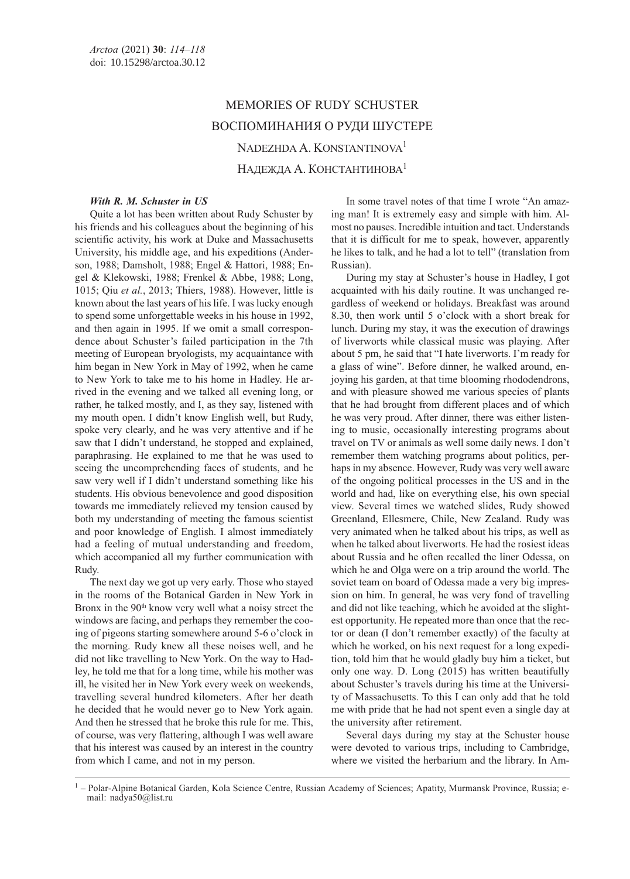# MEMORIES OF RUDY SCHUSTER

# ВОСПОМИНАНИЯ О РУДИ ШУСТЕРЕ

NADEZHDA A. KONSTANTINOVA[1]

НАДЕЖДА А. КОНСТАНТИНОВА[1]

### *With R. M. Schuster in US*

Quite a lot has been written about Rudy Schuster by his friends and his colleagues about the beginning of his scientific activity, his work at Duke and Massachusetts University, his middle age, and his expeditions (Anderson, 1988; Damsholt, 1988; Engel & Hattori, 1988; Engel & Klekowski, 1988; Frenkel & Abbe, 1988; Long, 1015; Qiu *et al.*, 2013; Thiers, 1988). However, little is known about the last years of his life. I was lucky enough to spend some unforgettable weeks in his house in 1992, and then again in 1995. If we omit a small correspondence about Schuster's failed participation in the 7th meeting of European bryologists, my acquaintance with him began in New York in May of 1992, when he came to New York to take me to his home in Hadley. He arrived in the evening and we talked all evening long, or rather, he talked mostly, and I, as they say, listened with my mouth open. I didn't know English well, but Rudy, spoke very clearly, and he was very attentive and if he saw that I didn't understand, he stopped and explained, paraphrasing. He explained to me that he was used to seeing the uncomprehending faces of students, and he saw very well if I didn't understand something like his students. His obvious benevolence and good disposition towards me immediately relieved my tension caused by both my understanding of meeting the famous scientist and poor knowledge of English. I almost immediately had a feeling of mutual understanding and freedom, which accompanied all my further communication with Rudy.

The next day we got up very early. Those who stayed in the rooms of the Botanical Garden in New York in Bronx in the 90th know very well what a noisy street the windows are facing, and perhaps they remember the cooing of pigeons starting somewhere around 5-6 o'clock in the morning. Rudy knew all these noises well, and he did not like travelling to New York. On the way to Hadley, he told me that for a long time, while his mother was ill, he visited her in New York every week on weekends, travelling several hundred kilometers. After her death he decided that he would never go to New York again. And then he stressed that he broke this rule for me. This, of course, was very flattering, although I was well aware that his interest was caused by an interest in the country from which I came, and not in my person.

In some travel notes of that time I wrote "An amazing man! It is extremely easy and simple with him. Almost no pauses. Incredible intuition and tact. Understands that it is difficult for me to speak, however, apparently he likes to talk, and he had a lot to tell" (translation from Russian).

During my stay at Schuster's house in Hadley, I got acquainted with his daily routine. It was unchanged regardless of weekend or holidays. Breakfast was around 8.30, then work until 5 o'clock with a short break for lunch. During my stay, it was the execution of drawings of liverworts while classical music was playing. After about 5 pm, he said that "I hate liverworts. I'm ready for a glass of wine". Before dinner, he walked around, enjoying his garden, at that time blooming rhododendrons, and with pleasure showed me various species of plants that he had brought from different places and of which he was very proud. After dinner, there was either listening to music, occasionally interesting programs about travel on TV or animals as well some daily news. I don't remember them watching programs about politics, perhaps in my absence. However, Rudy was very well aware of the ongoing political processes in the US and in the world and had, like on everything else, his own special view. Several times we watched slides, Rudy showed Greenland, Ellesmere, Chile, New Zealand. Rudy was very animated when he talked about his trips, as well as when he talked about liverworts. He had the rosiest ideas about Russia and he often recalled the liner Odessa, on which he and Olga were on a trip around the world. The soviet team on board of Odessa made a very big impression on him. In general, he was very fond of travelling and did not like teaching, which he avoided at the slightest opportunity. He repeated more than once that the rector or dean (I don't remember exactly) of the faculty at which he worked, on his next request for a long expedition, told him that he would gladly buy him a ticket, but only one way. D. Long (2015) has written beautifully about Schuster's travels during his time at the University of Massachusetts. To this I can only add that he told me with pride that he had not spent even a single day at the university after retirement.

Several days during my stay at the Schuster house were devoted to various trips, including to Cambridge, where we visited the herbarium and the library. In Am-

[1] – Polar-Alpine Botanical Garden, Kola Science Centre, Russian Academy of Sciences; Apatity, Murmansk Province, Russia; e-mail: nadya50@list.ru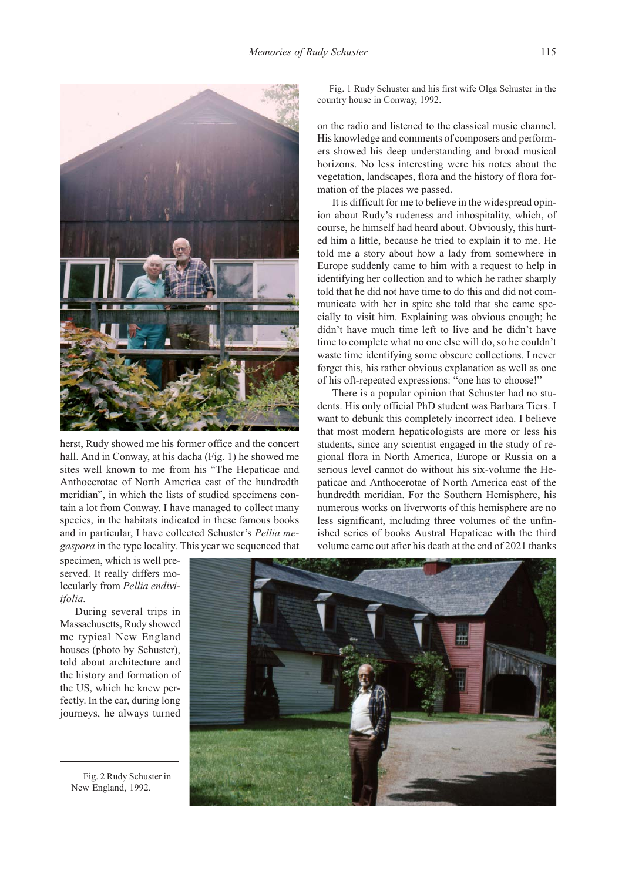Fig. 1 Rudy Schuster and his first wife Olga Schuster in the country house in Conway, 1992.

herst, Rudy showed me his former office and the concert hall. And in Conway, at his dacha (Fig. 1) he showed me sites well known to me from his "The Hepaticae and Anthocerotae of North America east of the hundredth meridian", in which the lists of studied specimens contain a lot from Conway. I have managed to collect many species, in the habitats indicated in these famous books and in particular, I have collected Schuster's *Pellia megaspora* in the type locality. This year we sequenced that specimen, which is well preserved. It really differs molecularly from *Pellia endiviifolia.*

During several trips in Massachusetts, Rudy showed me typical New England houses (photo by Schuster), told about architecture and the history and formation of the US, which he knew perfectly. In the car, during long journeys, he always turned on the radio and listened to the classical music channel. His knowledge and comments of composers and performers showed his deep understanding and broad musical horizons. No less interesting were his notes about the vegetation, landscapes, flora and the history of flora formation of the places we passed.

It is difficult for me to believe in the widespread opinion about Rudy's rudeness and inhospitality, which, of course, he himself had heard about. Obviously, this hurted him a little, because he tried to explain it to me. He told me a story about how a lady from somewhere in Europe suddenly came to him with a request to help in identifying her collection and to which he rather sharply told that he did not have time to do this and did not communicate with her in spite she told that she came specially to visit him. Explaining was obvious enough; he didn't have much time left to live and he didn't have time to complete what no one else will do, so he couldn't waste time identifying some obscure collections. I never forget this, his rather obvious explanation as well as one of his oft-repeated expressions: "one has to choose!"

There is a popular opinion that Schuster had no students. His only official PhD student was Barbara Tiers. I want to debunk this completely incorrect idea. I believe that most modern hepaticologists are more or less his students, since any scientist engaged in the study of regional flora in North America, Europe or Russia on a serious level cannot do without his six-volume the Hepaticae and Anthocerotae of North America east of the hundredth meridian. For the Southern Hemisphere, his numerous works on liverworts of this hemisphere are no less significant, including three volumes of the unfinished series of books Austral Hepaticae with the third volume came out after his death at the end of 2021 thanks

Fig. 2 Rudy Schuster in New England, 1992.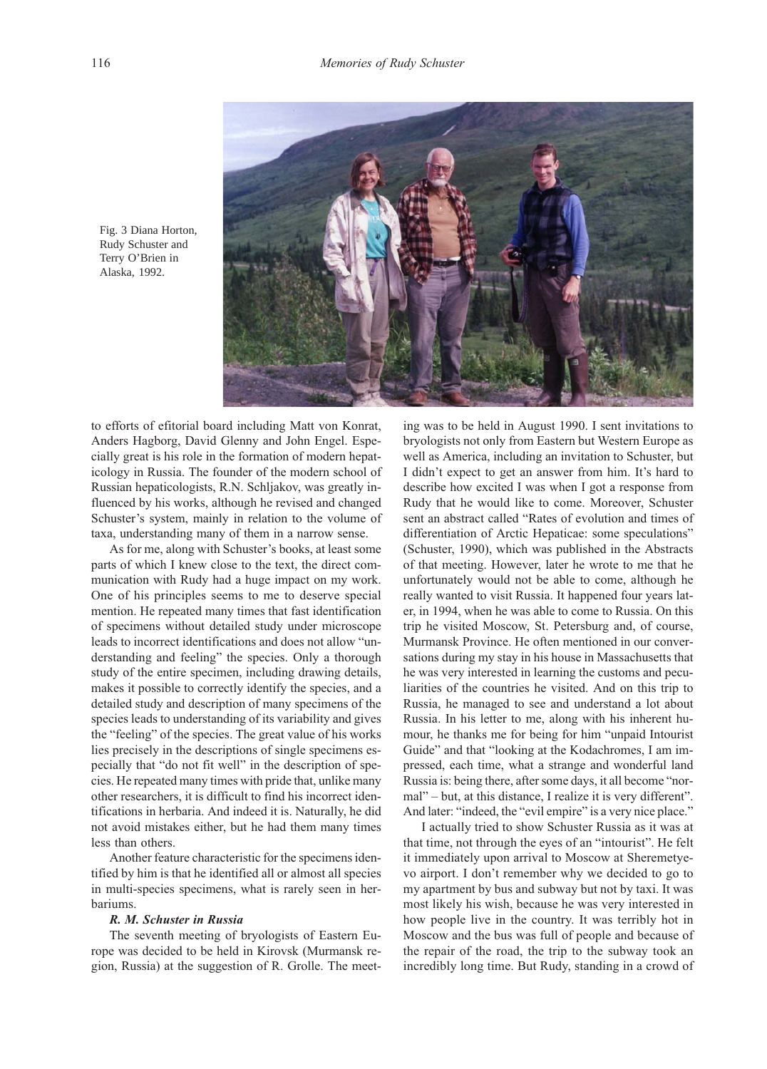Fig. 3 Diana Horton, Rudy Schuster and Terry O'Brien in Alaska, 1992.

to efforts of efitorial board including Matt von Konrat, Anders Hagborg, David Glenny and John Engel. Especially great is his role in the formation of modern hepaticology in Russia. The founder of the modern school of Russian hepaticologists, R.N. Schljakov, was greatly influenced by his works, although he revised and changed Schuster's system, mainly in relation to the volume of taxa, understanding many of them in a narrow sense.

As for me, along with Schuster's books, at least some parts of which I knew close to the text, the direct communication with Rudy had a huge impact on my work. One of his principles seems to me to deserve special mention. He repeated many times that fast identification of specimens without detailed study under microscope leads to incorrect identifications and does not allow "understanding and feeling" the species. Only a thorough study of the entire specimen, including drawing details, makes it possible to correctly identify the species, and a detailed study and description of many specimens of the species leads to understanding of its variability and gives the "feeling" of the species. The great value of his works lies precisely in the descriptions of single specimens especially that "do not fit well" in the description of species. He repeated many times with pride that, unlike many other researchers, it is difficult to find his incorrect identifications in herbaria. And indeed it is. Naturally, he did not avoid mistakes either, but he had them many times less than others.

Another feature characteristic for the specimens identified by him is that he identified all or almost all species in multi-species specimens, what is rarely seen in herbariums.

### *R. M. Schuster in Russia*

The seventh meeting of bryologists of Eastern Europe was decided to be held in Kirovsk (Murmansk region, Russia) at the suggestion of R. Grolle. The meeting was to be held in August 1990. I sent invitations to bryologists not only from Eastern but Western Europe as well as America, including an invitation to Schuster, but I didn't expect to get an answer from him. It's hard to describe how excited I was when I got a response from Rudy that he would like to come. Moreover, Schuster sent an abstract called "Rates of evolution and times of differentiation of Arctic Hepaticae: some speculations" (Schuster, 1990), which was published in the Abstracts of that meeting. However, later he wrote to me that he unfortunately would not be able to come, although he really wanted to visit Russia. It happened four years later, in 1994, when he was able to come to Russia. On this trip he visited Moscow, St. Petersburg and, of course, Murmansk Province. He often mentioned in our conversations during my stay in his house in Massachusetts that he was very interested in learning the customs and peculiarities of the countries he visited. And on this trip to Russia, he managed to see and understand a lot about Russia. In his letter to me, along with his inherent humour, he thanks me for being for him "unpaid Intourist Guide" and that "looking at the Kodachromes, I am impressed, each time, what a strange and wonderful land Russia is: being there, after some days, it all become "normal" – but, at this distance, I realize it is very different". And later: "indeed, the "evil empire" is a very nice place."

I actually tried to show Schuster Russia as it was at that time, not through the eyes of an "intourist". He felt it immediately upon arrival to Moscow at Sheremetyevo airport. I don't remember why we decided to go to my apartment by bus and subway but not by taxi. It was most likely his wish, because he was very interested in how people live in the country. It was terribly hot in Moscow and the bus was full of people and because of the repair of the road, the trip to the subway took an incredibly long time. But Rudy, standing in a crowd of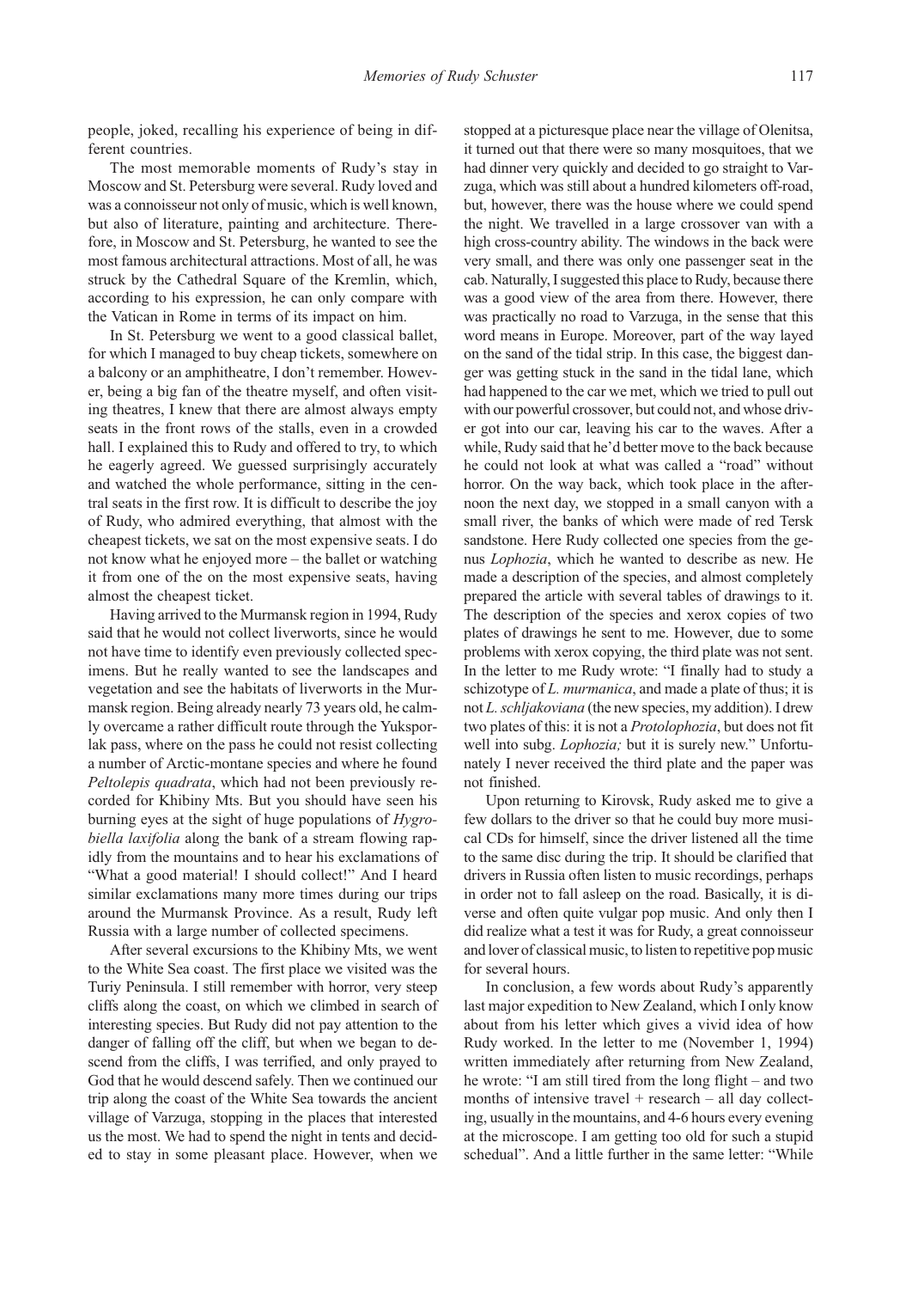people, joked, recalling his experience of being in different countries.

The most memorable moments of Rudy's stay in Moscow and St. Petersburg were several. Rudy loved and was a connoisseur not only of music, which is well known, but also of literature, painting and architecture. Therefore, in Moscow and St. Petersburg, he wanted to see the most famous architectural attractions. Most of all, he was struck by the Cathedral Square of the Kremlin, which, according to his expression, he can only compare with the Vatican in Rome in terms of its impact on him.

In St. Petersburg we went to a good classical ballet, for which I managed to buy cheap tickets, somewhere on a balcony or an amphitheatre, I don't remember. However, being a big fan of the theatre myself, and often visiting theatres, I knew that there are almost always empty seats in the front rows of the stalls, even in a crowded hall. I explained this to Rudy and offered to try, to which he eagerly agreed. We guessed surprisingly accurately and watched the whole performance, sitting in the central seats in the first row. It is difficult to describe the joy of Rudy, who admired everything, that almost with the cheapest tickets, we sat on the most expensive seats. I do not know what he enjoyed more – the ballet or watching it from one of the on the most expensive seats, having almost the cheapest ticket.

Having arrived to the Murmansk region in 1994, Rudy said that he would not collect liverworts, since he would not have time to identify even previously collected specimens. But he really wanted to see the landscapes and vegetation and see the habitats of liverworts in the Murmansk region. Being already nearly 73 years old, he calmly overcame a rather difficult route through the Yuksporlak pass, where on the pass he could not resist collecting a number of Arctic-montane species and where he found *Peltolepis quadrata*, which had not been previously recorded for Khibiny Mts. But you should have seen his burning eyes at the sight of huge populations of *Hygrobiella laxifolia* along the bank of a stream flowing rapidly from the mountains and to hear his exclamations of "What a good material! I should collect!" And I heard similar exclamations many more times during our trips around the Murmansk Province. As a result, Rudy left Russia with a large number of collected specimens.

After several excursions to the Khibiny Mts, we went to the White Sea coast. The first place we visited was the Turiy Peninsula. I still remember with horror, very steep cliffs along the coast, on which we climbed in search of interesting species. But Rudy did not pay attention to the danger of falling off the cliff, but when we began to descend from the cliffs, I was terrified, and only prayed to God that he would descend safely. Then we continued our trip along the coast of the White Sea towards the ancient village of Varzuga, stopping in the places that interested us the most. We had to spend the night in tents and decided to stay in some pleasant place. However, when we stopped at a picturesque place near the village of Olenitsa, it turned out that there were so many mosquitoes, that we had dinner very quickly and decided to go straight to Varzuga, which was still about a hundred kilometers off-road, but, however, there was the house where we could spend the night. We travelled in a large crossover van with a high cross-country ability. The windows in the back were very small, and there was only one passenger seat in the cab. Naturally, I suggested this place to Rudy, because there was a good view of the area from there. However, there was practically no road to Varzuga, in the sense that this word means in Europe. Moreover, part of the way layed on the sand of the tidal strip. In this case, the biggest danger was getting stuck in the sand in the tidal lane, which had happened to the car we met, which we tried to pull out with our powerful crossover, but could not, and whose driver got into our car, leaving his car to the waves. After a while, Rudy said that he'd better move to the back because he could not look at what was called a "road" without horror. On the way back, which took place in the afternoon the next day, we stopped in a small canyon with a small river, the banks of which were made of red Tersk sandstone. Here Rudy collected one species from the genus *Lophozia*, which he wanted to describe as new. He made a description of the species, and almost completely prepared the article with several tables of drawings to it. The description of the species and xerox copies of two plates of drawings he sent to me. However, due to some problems with xerox copying, the third plate was not sent. In the letter to me Rudy wrote: "I finally had to study a schizotype of *L. murmanica*, and made a plate of thus; it is not *L. schljakoviana* (the new species, my addition). I drew two plates of this: it is not a *Protolophozia*, but does not fit well into subg. *Lophozia;* but it is surely new." Unfortunately I never received the third plate and the paper was not finished.

Upon returning to Kirovsk, Rudy asked me to give a few dollars to the driver so that he could buy more musical CDs for himself, since the driver listened all the time to the same disc during the trip. It should be clarified that drivers in Russia often listen to music recordings, perhaps in order not to fall asleep on the road. Basically, it is diverse and often quite vulgar pop music. And only then I did realize what a test it was for Rudy, a great connoisseur and lover of classical music, to listen to repetitive pop music for several hours.

In conclusion, a few words about Rudy's apparently last major expedition to New Zealand, which I only know about from his letter which gives a vivid idea of how Rudy worked. In the letter to me (November 1, 1994) written immediately after returning from New Zealand, he wrote: "I am still tired from the long flight – and two months of intensive travel + research – all day collecting, usually in the mountains, and 4-6 hours every evening at the microscope. I am getting too old for such a stupid schedual". And a little further in the same letter: "While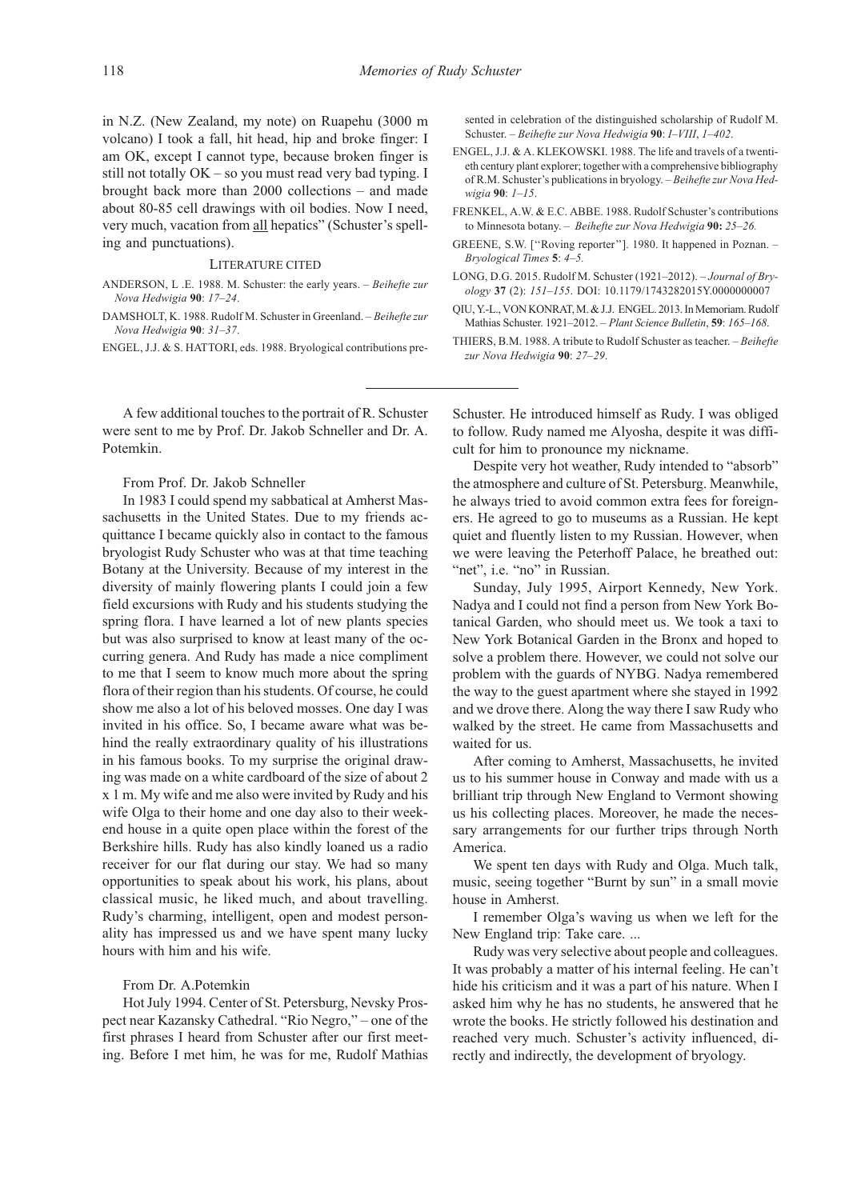in N.Z. (New Zealand, my note) on Ruapehu (3000 m volcano) I took a fall, hit head, hip and broke finger: I am OK, except I cannot type, because broken finger is still not totally OK – so you must read very bad typing. I brought back more than 2000 collections – and made about 80-85 cell drawings with oil bodies. Now I need, very much, vacation from all hepatics" (Schuster's spelling and punctuations).

## Literature Cited

ANDERSON, L .E. 1988. M. Schuster: the early years. – *Beihefte zur Nova Hedwigia* **90**: *17–24*.

DAMSHOLT, K. 1988. Rudolf M. Schuster in Greenland. – *Beihefte zur Nova Hedwigia* **90**: *31–37*.

ENGEL, J.J. & S. HATTORI, eds. 1988. Bryological contributions presented in celebration of the distinguished scholarship of Rudolf M. Schuster. – *Beihefte zur Nova Hedwigia* **90**: *I–VIII*, *1–402*.

ENGEL, J.J. & A. KLEKOWSKI. 1988. The life and travels of a twentieth century plant explorer; together with a comprehensive bibliography of R.M. Schuster's publications in bryology. – *Beihefte zur Nova Hedwigia* **90**: *1–15*.

FRENKEL, A.W. & E.C. ABBE. 1988. Rudolf Schuster's contributions to Minnesota botany. – *Beihefte zur Nova Hedwigia* **90:** *25–26.*

GREENE, S.W. [''Roving reporter'']. 1980. It happened in Poznan. – *Bryological Times* **5**: *4–5.*

LONG, D.G. 2015. Rudolf M. Schuster (1921–2012). – *Journal of Bryology* **37** (2): *151–155.* DOI: 10.1179/1743282015Y.0000000007

QIU, Y.-L., VON KONRAT, M. & J.J. ENGEL. 2013. In Memoriam. Rudolf Mathias Schuster. 1921–2012. – *Plant Science Bulletin*, **59**: *165–168*.

THIERS, B.M. 1988. A tribute to Rudolf Schuster as teacher. – *Beihefte zur Nova Hedwigia* **90**: *27–29*.

---

A few additional touches to the portrait of R. Schuster were sent to me by Prof. Dr. Jakob Schneller and Dr. A. Potemkin.

From Prof. Dr. Jakob Schneller

In 1983 I could spend my sabbatical at Amherst Massachusetts in the United States. Due to my friends acquittance I became quickly also in contact to the famous bryologist Rudy Schuster who was at that time teaching Botany at the University. Because of my interest in the diversity of mainly flowering plants I could join a few field excursions with Rudy and his students studying the spring flora. I have learned a lot of new plants species but was also surprised to know at least many of the occurring genera. And Rudy has made a nice compliment to me that I seem to know much more about the spring flora of their region than his students. Of course, he could show me also a lot of his beloved mosses. One day I was invited in his office. So, I became aware what was behind the really extraordinary quality of his illustrations in his famous books. To my surprise the original drawing was made on a white cardboard of the size of about 2 x 1 m. My wife and me also were invited by Rudy and his wife Olga to their home and one day also to their weekend house in a quite open place within the forest of the Berkshire hills. Rudy has also kindly loaned us a radio receiver for our flat during our stay. We had so many opportunities to speak about his work, his plans, about classical music, he liked much, and about travelling. Rudy's charming, intelligent, open and modest personality has impressed us and we have spent many lucky hours with him and his wife.

From Dr. A.Potemkin

Hot July 1994. Center of St. Petersburg, Nevsky Prospect near Kazansky Cathedral. "Rio Negro," – one of the first phrases I heard from Schuster after our first meeting. Before I met him, he was for me, Rudolf Mathias Schuster. He introduced himself as Rudy. I was obliged to follow. Rudy named me Alyosha, despite it was difficult for him to pronounce my nickname.

Despite very hot weather, Rudy intended to "absorb" the atmosphere and culture of St. Petersburg. Meanwhile, he always tried to avoid common extra fees for foreigners. He agreed to go to museums as a Russian. He kept quiet and fluently listen to my Russian. However, when we were leaving the Peterhoff Palace, he breathed out: "net", i.e. "no" in Russian.

Sunday, July 1995, Airport Kennedy, New York. Nadya and I could not find a person from New York Botanical Garden, who should meet us. We took a taxi to New York Botanical Garden in the Bronx and hoped to solve a problem there. However, we could not solve our problem with the guards of NYBG. Nadya remembered the way to the guest apartment where she stayed in 1992 and we drove there. Along the way there I saw Rudy who walked by the street. He came from Massachusetts and waited for us.

After coming to Amherst, Massachusetts, he invited us to his summer house in Conway and made with us a brilliant trip through New England to Vermont showing us his collecting places. Moreover, he made the necessary arrangements for our further trips through North America.

We spent ten days with Rudy and Olga. Much talk, music, seeing together "Burnt by sun" in a small movie house in Amherst.

I remember Olga's waving us when we left for the New England trip: Take care. ...

Rudy was very selective about people and colleagues. It was probably a matter of his internal feeling. He can't hide his criticism and it was a part of his nature. When I asked him why he has no students, he answered that he wrote the books. He strictly followed his destination and reached very much. Schuster's activity influenced, directly and indirectly, the development of bryology.